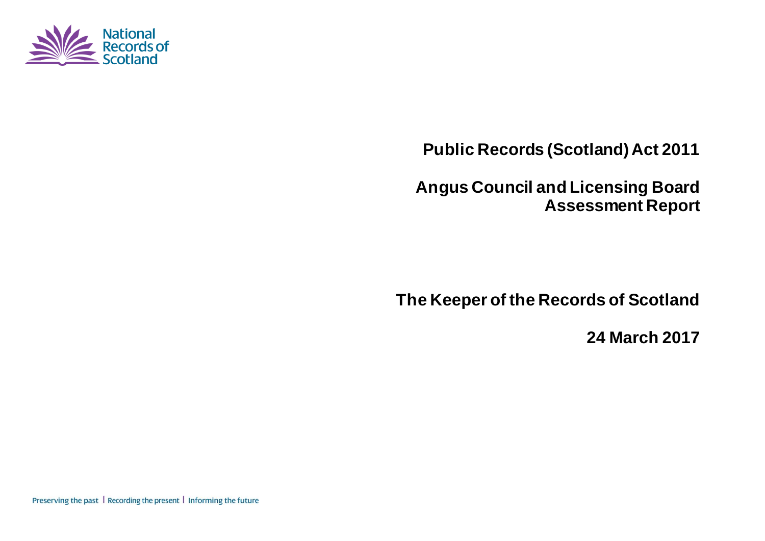**Public Records (Scotland) Act 2011**

**Angus Council and Licensing Board Assessment Report**

**The Keeper of the Records of Scotland**

**24 March 2017**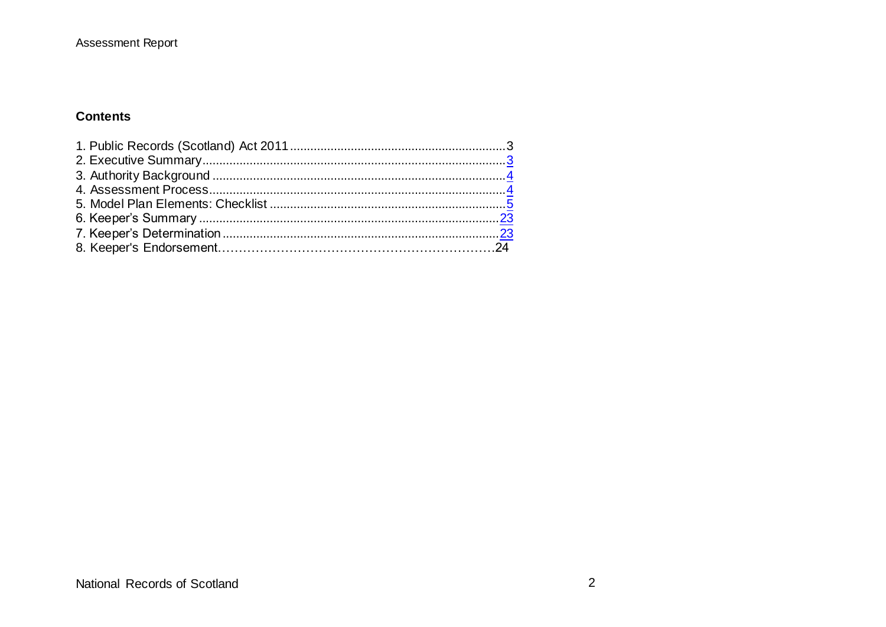**Contents**

1. Public Records (Scotland) Act 2011 .......... 3
2. Executive Summary .......... 3
3. Authority Background .......... 4
4. Assessment Process .......... 4
5. Model Plan Elements: Checklist .......... 5
6. Keeper's Summary .......... 23
7. Keeper's Determination .......... 23
8. Keeper's Endorsement .......... 24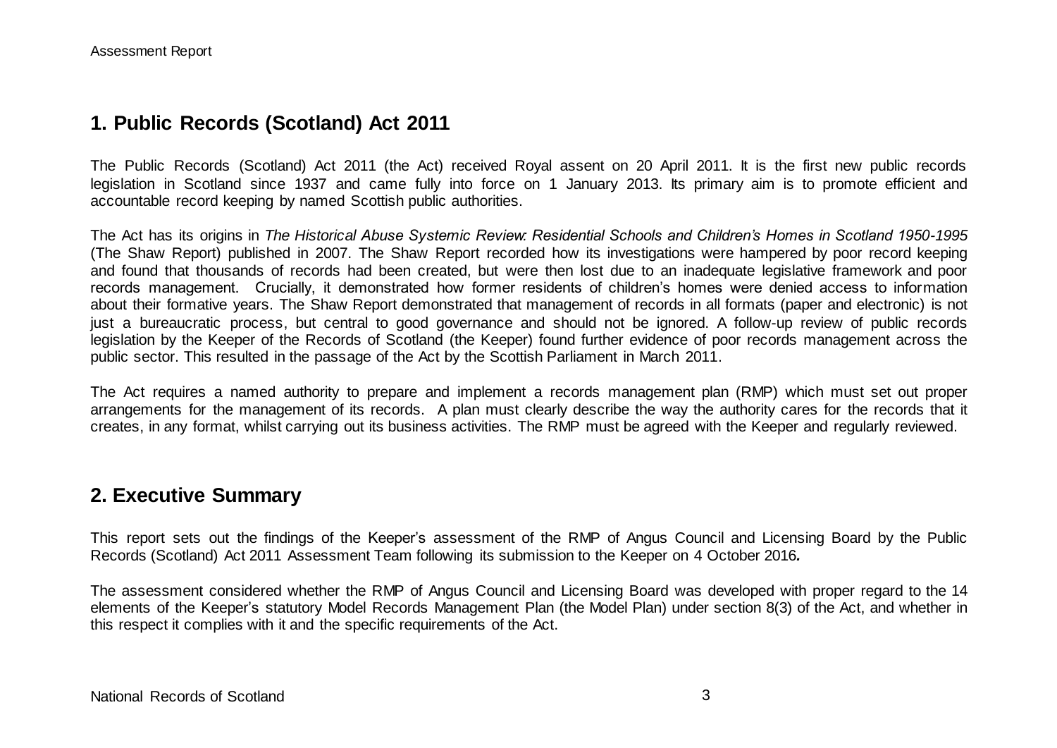## 1. Public Records (Scotland) Act 2011

The Public Records (Scotland) Act 2011 (the Act) received Royal assent on 20 April 2011. It is the first new public records legislation in Scotland since 1937 and came fully into force on 1 January 2013. Its primary aim is to promote efficient and accountable record keeping by named Scottish public authorities.

The Act has its origins in *The Historical Abuse Systemic Review: Residential Schools and Children's Homes in Scotland 1950-1995* (The Shaw Report) published in 2007. The Shaw Report recorded how its investigations were hampered by poor record keeping and found that thousands of records had been created, but were then lost due to an inadequate legislative framework and poor records management. Crucially, it demonstrated how former residents of children's homes were denied access to information about their formative years. The Shaw Report demonstrated that management of records in all formats (paper and electronic) is not just a bureaucratic process, but central to good governance and should not be ignored. A follow-up review of public records legislation by the Keeper of the Records of Scotland (the Keeper) found further evidence of poor records management across the public sector. This resulted in the passage of the Act by the Scottish Parliament in March 2011.

The Act requires a named authority to prepare and implement a records management plan (RMP) which must set out proper arrangements for the management of its records. A plan must clearly describe the way the authority cares for the records that it creates, in any format, whilst carrying out its business activities. The RMP must be agreed with the Keeper and regularly reviewed.

## 2. Executive Summary

This report sets out the findings of the Keeper's assessment of the RMP of Angus Council and Licensing Board by the Public Records (Scotland) Act 2011 Assessment Team following its submission to the Keeper on 4 October 2016***.***

The assessment considered whether the RMP of Angus Council and Licensing Board was developed with proper regard to the 14 elements of the Keeper's statutory Model Records Management Plan (the Model Plan) under section 8(3) of the Act, and whether in this respect it complies with it and the specific requirements of the Act.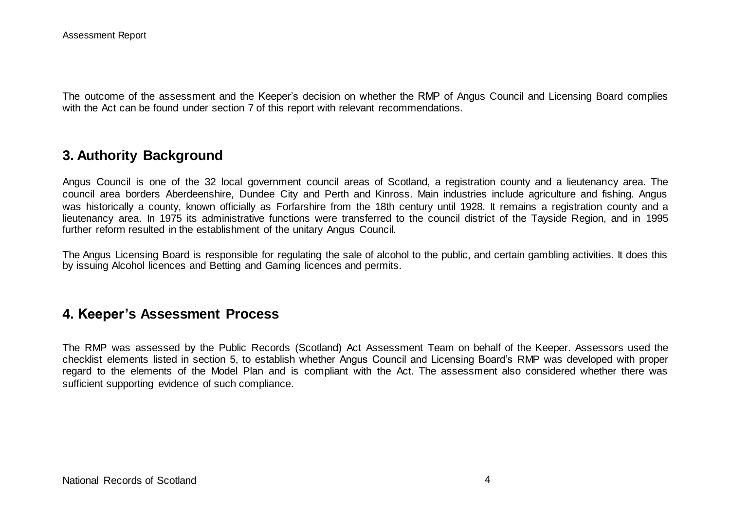The outcome of the assessment and the Keeper's decision on whether the RMP of Angus Council and Licensing Board complies with the Act can be found under section 7 of this report with relevant recommendations.

## 3. Authority Background

Angus Council is one of the 32 local government council areas of Scotland, a registration county and a lieutenancy area. The council area borders Aberdeenshire, Dundee City and Perth and Kinross. Main industries include agriculture and fishing. Angus was historically a county, known officially as Forfarshire from the 18th century until 1928. It remains a registration county and a lieutenancy area. In 1975 its administrative functions were transferred to the council district of the Tayside Region, and in 1995 further reform resulted in the establishment of the unitary Angus Council.

The Angus Licensing Board is responsible for regulating the sale of alcohol to the public, and certain gambling activities. It does this by issuing Alcohol licences and Betting and Gaming licences and permits.

## 4. Keeper's Assessment Process

The RMP was assessed by the Public Records (Scotland) Act Assessment Team on behalf of the Keeper. Assessors used the checklist elements listed in section 5, to establish whether Angus Council and Licensing Board's RMP was developed with proper regard to the elements of the Model Plan and is compliant with the Act. The assessment also considered whether there was sufficient supporting evidence of such compliance.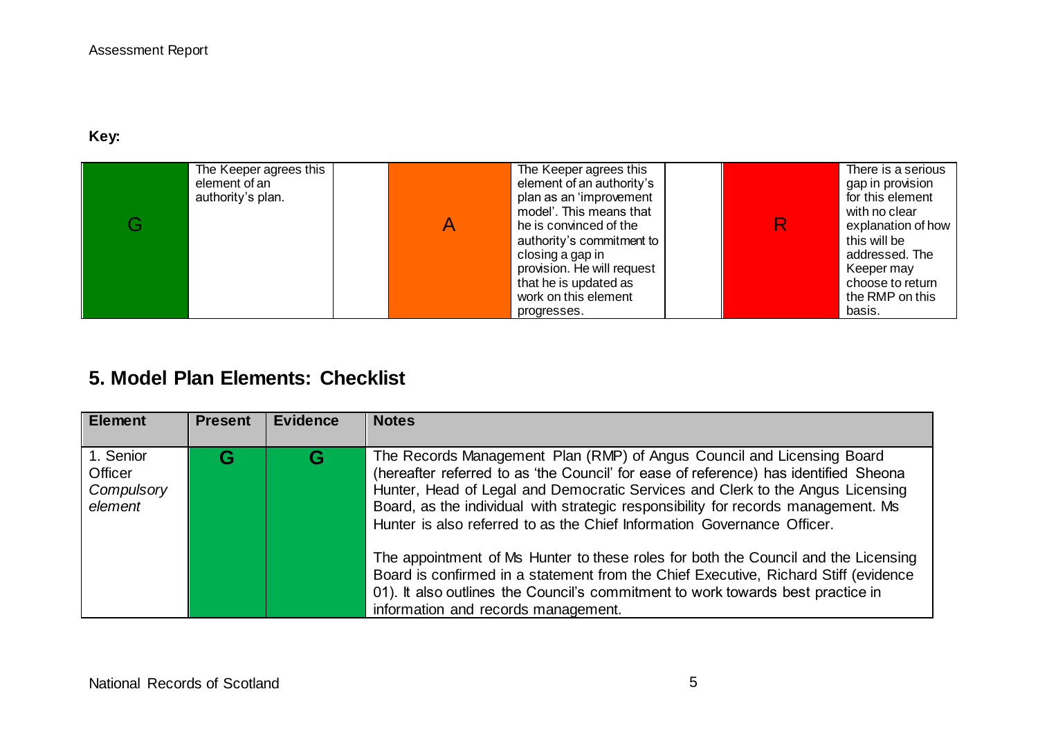**Key:**

| G | The Keeper agrees this element of an authority's plan. | | A | The Keeper agrees this element of an authority's plan as an 'improvement model'. This means that he is convinced of the authority's commitment to closing a gap in provision. He will request that he is updated as work on this element progresses. | | R | There is a serious gap in provision for this element with no clear explanation of how this will be addressed. The Keeper may choose to return the RMP on this basis. |
|---|---|---|---|---|---|---|---|

## 5. Model Plan Elements: Checklist

| Element | Present | Evidence | Notes |
|---|---|---|---|
| 1. Senior Officer *Compulsory element* | G | G | The Records Management Plan (RMP) of Angus Council and Licensing Board (hereafter referred to as 'the Council' for ease of reference) has identified Sheona Hunter, Head of Legal and Democratic Services and Clerk to the Angus Licensing Board, as the individual with strategic responsibility for records management. Ms Hunter is also referred to as the Chief Information Governance Officer.<br><br>The appointment of Ms Hunter to these roles for both the Council and the Licensing Board is confirmed in a statement from the Chief Executive, Richard Stiff (evidence 01). It also outlines the Council's commitment to work towards best practice in information and records management. |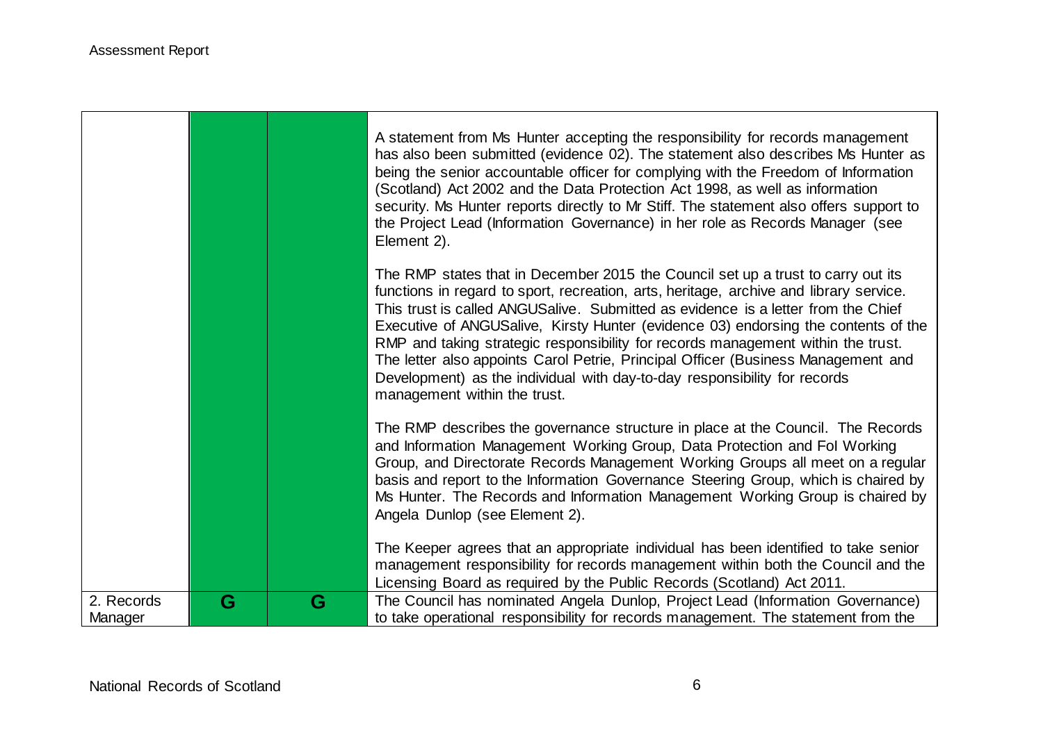| | | | |
|---|---|---|---|
| | | | A statement from Ms Hunter accepting the responsibility for records management has also been submitted (evidence 02). The statement also describes Ms Hunter as being the senior accountable officer for complying with the Freedom of Information (Scotland) Act 2002 and the Data Protection Act 1998, as well as information security. Ms Hunter reports directly to Mr Stiff. The statement also offers support to the Project Lead (Information Governance) in her role as Records Manager (see Element 2).<br><br>The RMP states that in December 2015 the Council set up a trust to carry out its functions in regard to sport, recreation, arts, heritage, archive and library service. This trust is called ANGUSalive. Submitted as evidence is a letter from the Chief Executive of ANGUSalive, Kirsty Hunter (evidence 03) endorsing the contents of the RMP and taking strategic responsibility for records management within the trust. The letter also appoints Carol Petrie, Principal Officer (Business Management and Development) as the individual with day-to-day responsibility for records management within the trust.<br><br>The RMP describes the governance structure in place at the Council. The Records and Information Management Working Group, Data Protection and FoI Working Group, and Directorate Records Management Working Groups all meet on a regular basis and report to the Information Governance Steering Group, which is chaired by Ms Hunter. The Records and Information Management Working Group is chaired by Angela Dunlop (see Element 2).<br><br>The Keeper agrees that an appropriate individual has been identified to take senior management responsibility for records management within both the Council and the Licensing Board as required by the Public Records (Scotland) Act 2011. |
| 2. Records Manager | G | G | The Council has nominated Angela Dunlop, Project Lead (Information Governance) to take operational responsibility for records management. The statement from the |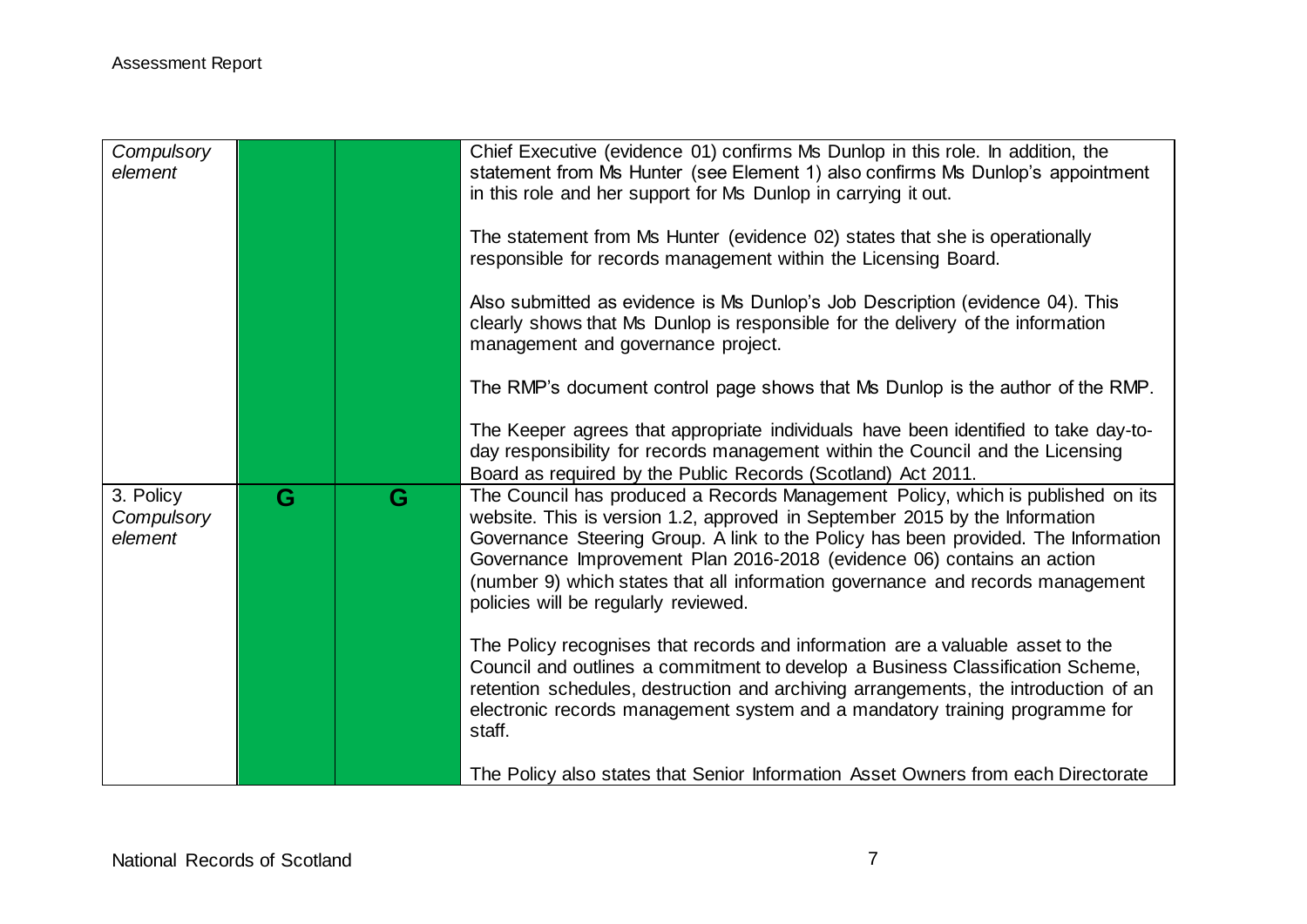| | | | |
|---|---|---|---|
| *Compulsory element* | | | Chief Executive (evidence 01) confirms Ms Dunlop in this role. In addition, the statement from Ms Hunter (see Element 1) also confirms Ms Dunlop's appointment in this role and her support for Ms Dunlop in carrying it out.<br><br>The statement from Ms Hunter (evidence 02) states that she is operationally responsible for records management within the Licensing Board.<br><br>Also submitted as evidence is Ms Dunlop's Job Description (evidence 04). This clearly shows that Ms Dunlop is responsible for the delivery of the information management and governance project.<br><br>The RMP's document control page shows that Ms Dunlop is the author of the RMP.<br><br>The Keeper agrees that appropriate individuals have been identified to take day-to-day responsibility for records management within the Council and the Licensing Board as required by the Public Records (Scotland) Act 2011. |
| 3. Policy *Compulsory element* | **G** | **G** | The Council has produced a Records Management Policy, which is published on its website. This is version 1.2, approved in September 2015 by the Information Governance Steering Group. A link to the Policy has been provided. The Information Governance Improvement Plan 2016-2018 (evidence 06) contains an action (number 9) which states that all information governance and records management policies will be regularly reviewed.<br><br>The Policy recognises that records and information are a valuable asset to the Council and outlines a commitment to develop a Business Classification Scheme, retention schedules, destruction and archiving arrangements, the introduction of an electronic records management system and a mandatory training programme for staff.<br><br>The Policy also states that Senior Information Asset Owners from each Directorate |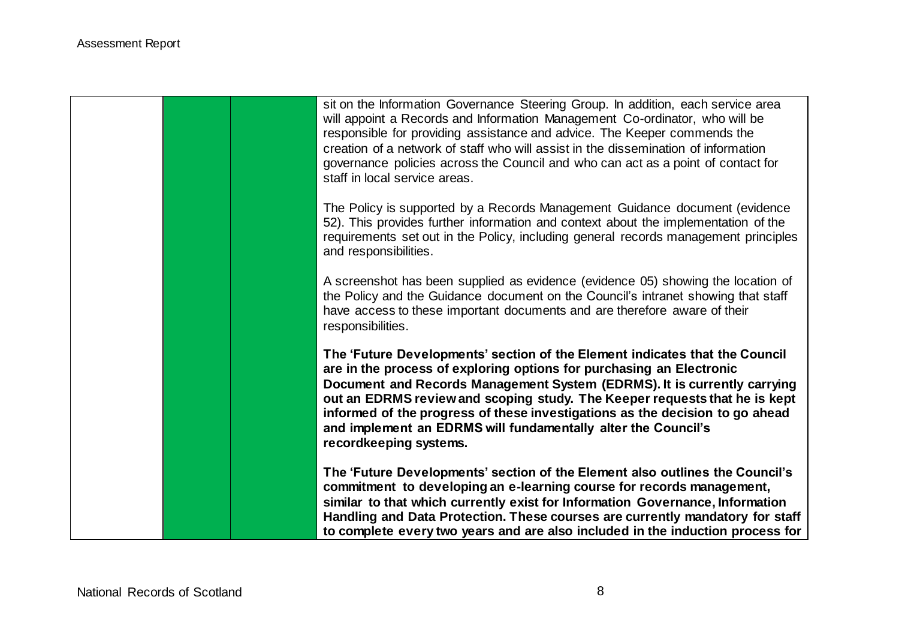| | | | |
|---|---|---|---|
| | | | sit on the Information Governance Steering Group. In addition, each service area will appoint a Records and Information Management Co-ordinator, who will be responsible for providing assistance and advice. The Keeper commends the creation of a network of staff who will assist in the dissemination of information governance policies across the Council and who can act as a point of contact for staff in local service areas.<br><br>The Policy is supported by a Records Management Guidance document (evidence 52). This provides further information and context about the implementation of the requirements set out in the Policy, including general records management principles and responsibilities.<br><br>A screenshot has been supplied as evidence (evidence 05) showing the location of the Policy and the Guidance document on the Council's intranet showing that staff have access to these important documents and are therefore aware of their responsibilities.<br><br>**The 'Future Developments' section of the Element indicates that the Council are in the process of exploring options for purchasing an Electronic Document and Records Management System (EDRMS). It is currently carrying out an EDRMS review and scoping study. The Keeper requests that he is kept informed of the progress of these investigations as the decision to go ahead and implement an EDRMS will fundamentally alter the Council's recordkeeping systems.**<br><br>**The 'Future Developments' section of the Element also outlines the Council's commitment to developing an e-learning course for records management, similar to that which currently exist for Information Governance, Information Handling and Data Protection. These courses are currently mandatory for staff to complete every two years and are also included in the induction process for** |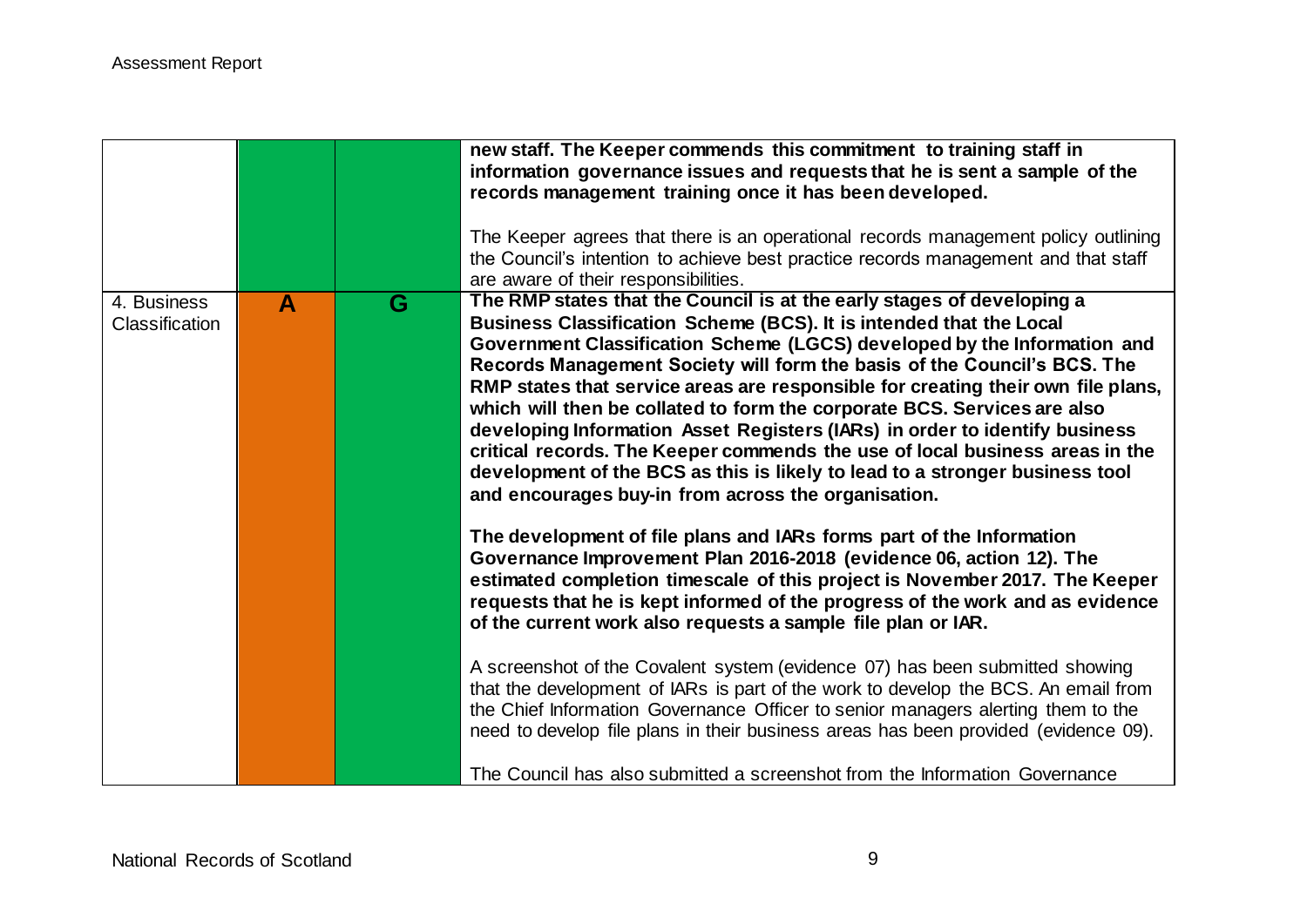| | | | |
|---|---|---|---|
| | | | **new staff. The Keeper commends this commitment to training staff in information governance issues and requests that he is sent a sample of the records management training once it has been developed.**<br><br>The Keeper agrees that there is an operational records management policy outlining the Council's intention to achieve best practice records management and that staff are aware of their responsibilities. |
| 4. Business Classification | **A** | **G** | **The RMP states that the Council is at the early stages of developing a Business Classification Scheme (BCS). It is intended that the Local Government Classification Scheme (LGCS) developed by the Information and Records Management Society will form the basis of the Council's BCS. The RMP states that service areas are responsible for creating their own file plans, which will then be collated to form the corporate BCS. Services are also developing Information Asset Registers (IARs) in order to identify business critical records. The Keeper commends the use of local business areas in the development of the BCS as this is likely to lead to a stronger business tool and encourages buy-in from across the organisation.**<br><br>**The development of file plans and IARs forms part of the Information Governance Improvement Plan 2016-2018 (evidence 06, action 12). The estimated completion timescale of this project is November 2017. The Keeper requests that he is kept informed of the progress of the work and as evidence of the current work also requests a sample file plan or IAR.**<br><br>A screenshot of the Covalent system (evidence 07) has been submitted showing that the development of IARs is part of the work to develop the BCS. An email from the Chief Information Governance Officer to senior managers alerting them to the need to develop file plans in their business areas has been provided (evidence 09).<br><br>The Council has also submitted a screenshot from the Information Governance |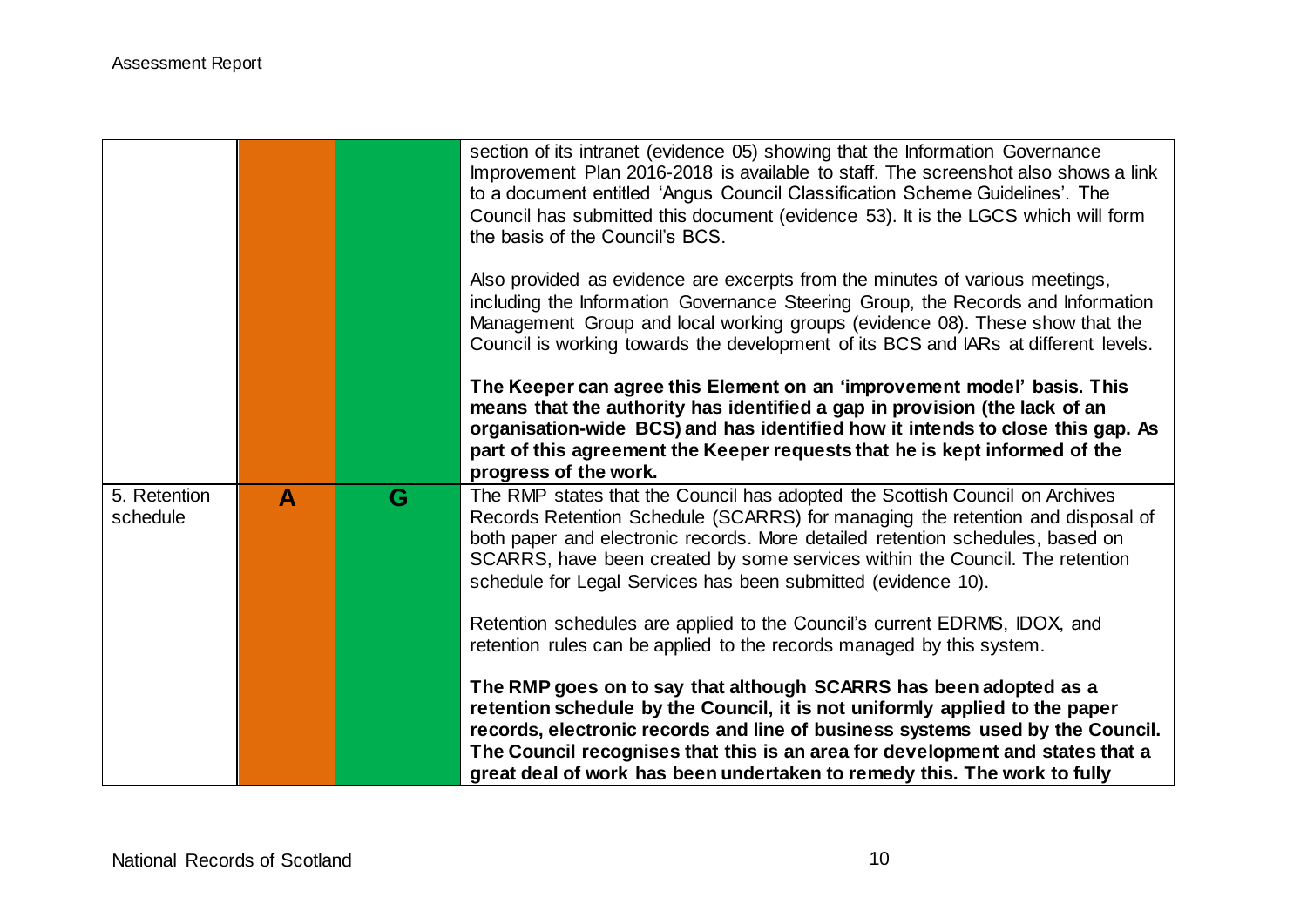| | | | |
|---|---|---|---|
| | | | section of its intranet (evidence 05) showing that the Information Governance Improvement Plan 2016-2018 is available to staff. The screenshot also shows a link to a document entitled 'Angus Council Classification Scheme Guidelines'. The Council has submitted this document (evidence 53). It is the LGCS which will form the basis of the Council's BCS.<br><br>Also provided as evidence are excerpts from the minutes of various meetings, including the Information Governance Steering Group, the Records and Information Management Group and local working groups (evidence 08). These show that the Council is working towards the development of its BCS and IARs at different levels.<br><br>**The Keeper can agree this Element on an 'improvement model' basis. This means that the authority has identified a gap in provision (the lack of an organisation-wide BCS) and has identified how it intends to close this gap. As part of this agreement the Keeper requests that he is kept informed of the progress of the work.** |
| 5. Retention schedule | **A** | **G** | The RMP states that the Council has adopted the Scottish Council on Archives Records Retention Schedule (SCARRS) for managing the retention and disposal of both paper and electronic records. More detailed retention schedules, based on SCARRS, have been created by some services within the Council. The retention schedule for Legal Services has been submitted (evidence 10).<br><br>Retention schedules are applied to the Council's current EDRMS, IDOX, and retention rules can be applied to the records managed by this system.<br><br>**The RMP goes on to say that although SCARRS has been adopted as a retention schedule by the Council, it is not uniformly applied to the paper records, electronic records and line of business systems used by the Council. The Council recognises that this is an area for development and states that a great deal of work has been undertaken to remedy this. The work to fully** |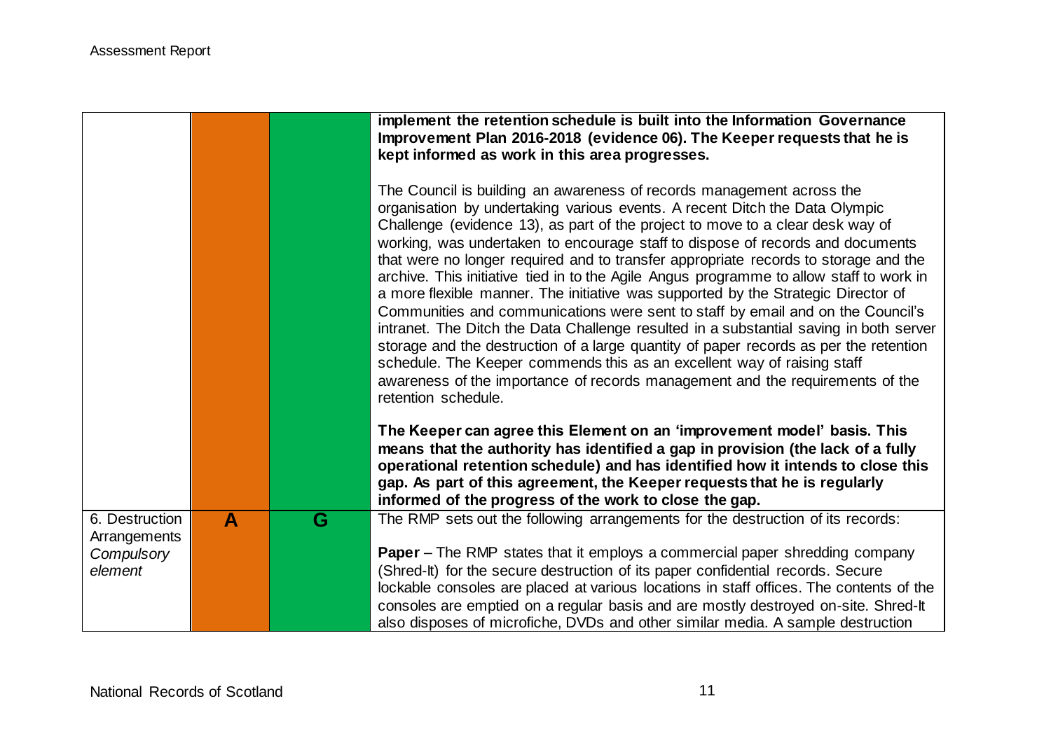| | | | |
|---|---|---|---|
| | | | **implement the retention schedule is built into the Information Governance Improvement Plan 2016-2018 (evidence 06). The Keeper requests that he is kept informed as work in this area progresses.**<br><br>The Council is building an awareness of records management across the organisation by undertaking various events. A recent Ditch the Data Olympic Challenge (evidence 13), as part of the project to move to a clear desk way of working, was undertaken to encourage staff to dispose of records and documents that were no longer required and to transfer appropriate records to storage and the archive. This initiative tied in to the Agile Angus programme to allow staff to work in a more flexible manner. The initiative was supported by the Strategic Director of Communities and communications were sent to staff by email and on the Council's intranet. The Ditch the Data Challenge resulted in a substantial saving in both server storage and the destruction of a large quantity of paper records as per the retention schedule. The Keeper commends this as an excellent way of raising staff awareness of the importance of records management and the requirements of the retention schedule.<br><br>**The Keeper can agree this Element on an 'improvement model' basis. This means that the authority has identified a gap in provision (the lack of a fully operational retention schedule) and has identified how it intends to close this gap. As part of this agreement, the Keeper requests that he is regularly informed of the progress of the work to close the gap.** |
| 6. Destruction Arrangements *Compulsory element* | **A** | **G** | The RMP sets out the following arrangements for the destruction of its records:<br><br>**Paper** – The RMP states that it employs a commercial paper shredding company (Shred-It) for the secure destruction of its paper confidential records. Secure lockable consoles are placed at various locations in staff offices. The contents of the consoles are emptied on a regular basis and are mostly destroyed on-site. Shred-It also disposes of microfiche, DVDs and other similar media. A sample destruction |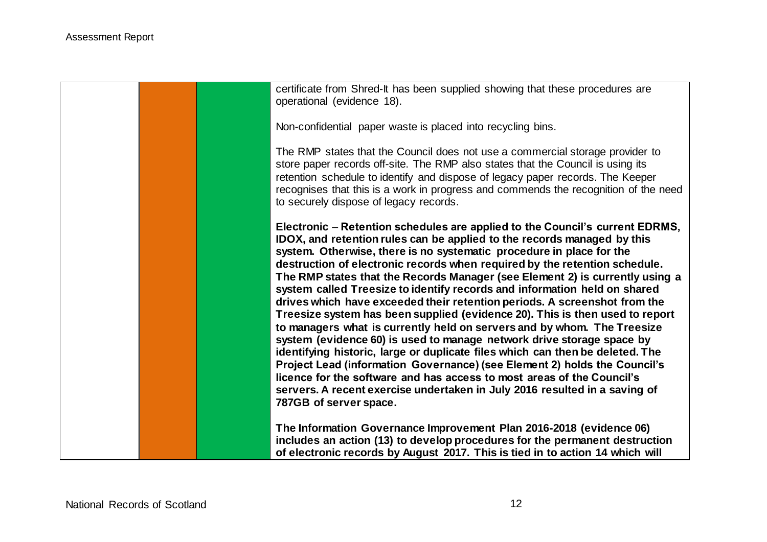| | | | |
|---|---|---|---|
| | | | certificate from Shred-It has been supplied showing that these procedures are operational (evidence 18).<br><br>Non-confidential paper waste is placed into recycling bins.<br><br>The RMP states that the Council does not use a commercial storage provider to store paper records off-site. The RMP also states that the Council is using its retention schedule to identify and dispose of legacy paper records. The Keeper recognises that this is a work in progress and commends the recognition of the need to securely dispose of legacy records.<br><br>Electronic – **Retention schedules are applied to the Council's current EDRMS, IDOX, and retention rules can be applied to the records managed by this system. Otherwise, there is no systematic procedure in place for the destruction of electronic records when required by the retention schedule. The RMP states that the Records Manager (see Element 2) is currently using a system called Treesize to identify records and information held on shared drives which have exceeded their retention periods. A screenshot from the Treesize system has been supplied (evidence 20). This is then used to report to managers what is currently held on servers and by whom. The Treesize system (evidence 60) is used to manage network drive storage space by identifying historic, large or duplicate files which can then be deleted. The Project Lead (information Governance) (see Element 2) holds the Council's licence for the software and has access to most areas of the Council's servers. A recent exercise undertaken in July 2016 resulted in a saving of 787GB of server space.**<br><br>**The Information Governance Improvement Plan 2016-2018 (evidence 06) includes an action (13) to develop procedures for the permanent destruction of electronic records by August 2017. This is tied in to action 14 which will** |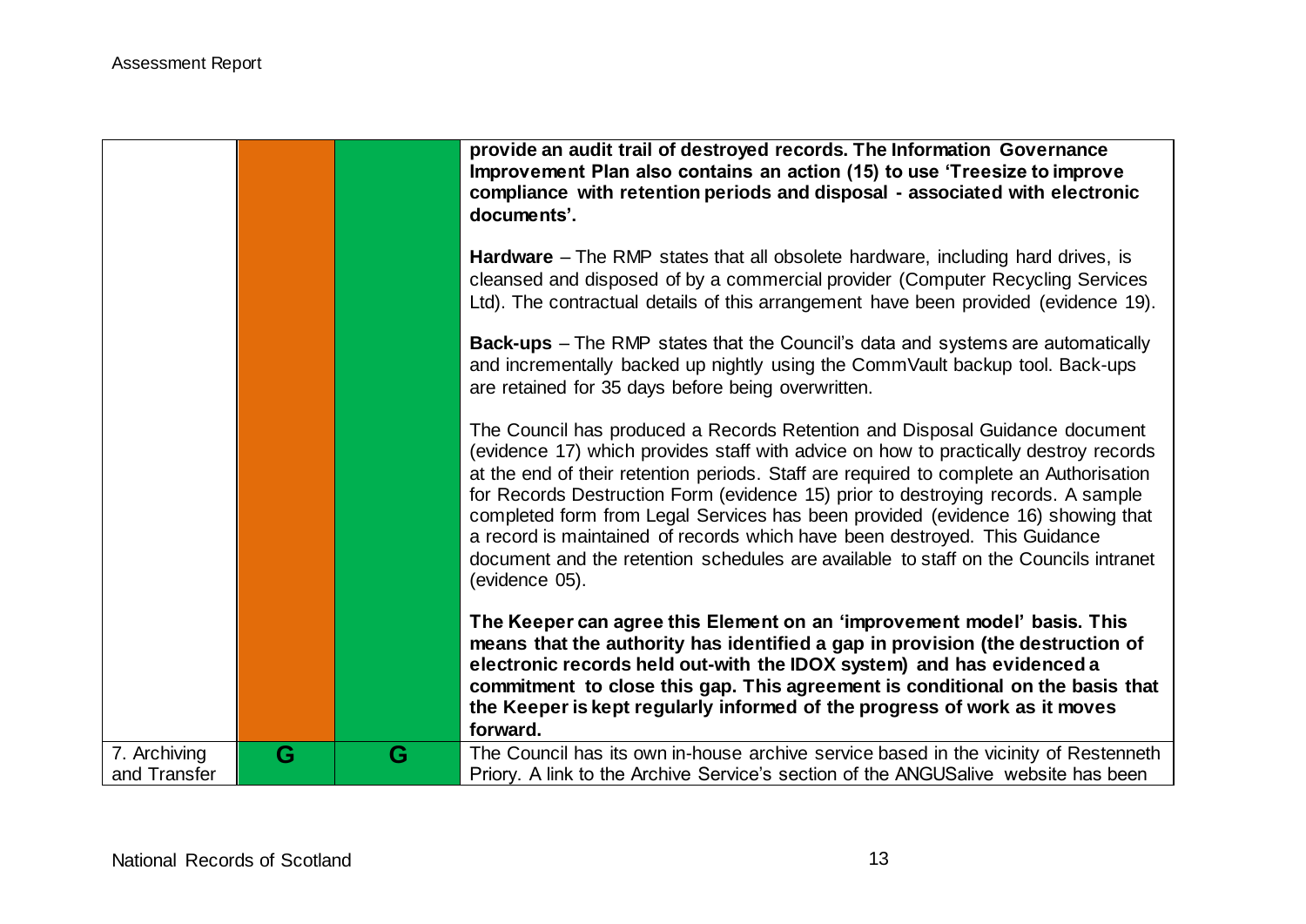| | | | |
|---|---|---|---|
| | | | **provide an audit trail of destroyed records. The Information Governance Improvement Plan also contains an action (15) to use 'Treesize to improve compliance with retention periods and disposal - associated with electronic documents'.**<br><br>**Hardware** – The RMP states that all obsolete hardware, including hard drives, is cleansed and disposed of by a commercial provider (Computer Recycling Services Ltd). The contractual details of this arrangement have been provided (evidence 19).<br><br>**Back-ups** – The RMP states that the Council's data and systems are automatically and incrementally backed up nightly using the CommVault backup tool. Back-ups are retained for 35 days before being overwritten.<br><br>The Council has produced a Records Retention and Disposal Guidance document (evidence 17) which provides staff with advice on how to practically destroy records at the end of their retention periods. Staff are required to complete an Authorisation for Records Destruction Form (evidence 15) prior to destroying records. A sample completed form from Legal Services has been provided (evidence 16) showing that a record is maintained of records which have been destroyed. This Guidance document and the retention schedules are available to staff on the Councils intranet (evidence 05).<br><br>**The Keeper can agree this Element on an 'improvement model' basis. This means that the authority has identified a gap in provision (the destruction of electronic records held out-with the IDOX system) and has evidenced a commitment to close this gap. This agreement is conditional on the basis that the Keeper is kept regularly informed of the progress of work as it moves forward.** |
| 7. Archiving and Transfer | G | G | The Council has its own in-house archive service based in the vicinity of Restenneth Priory. A link to the Archive Service's section of the ANGUSalive website has been |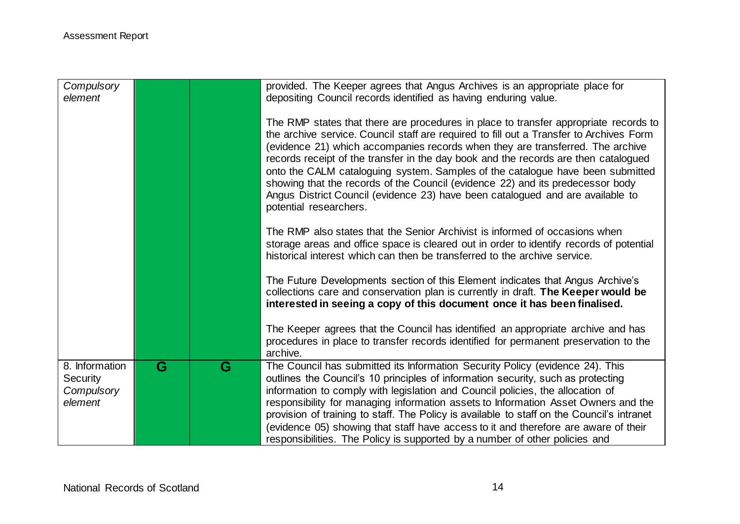| | | | |
|---|---|---|---|
| *Compulsory element* | | | provided. The Keeper agrees that Angus Archives is an appropriate place for depositing Council records identified as having enduring value.<br><br>The RMP states that there are procedures in place to transfer appropriate records to the archive service. Council staff are required to fill out a Transfer to Archives Form (evidence 21) which accompanies records when they are transferred. The archive records receipt of the transfer in the day book and the records are then catalogued onto the CALM cataloguing system. Samples of the catalogue have been submitted showing that the records of the Council (evidence 22) and its predecessor body Angus District Council (evidence 23) have been catalogued and are available to potential researchers.<br><br>The RMP also states that the Senior Archivist is informed of occasions when storage areas and office space is cleared out in order to identify records of potential historical interest which can then be transferred to the archive service.<br><br>The Future Developments section of this Element indicates that Angus Archive's collections care and conservation plan is currently in draft. **The Keeper would be interested in seeing a copy of this document once it has been finalised.**<br><br>The Keeper agrees that the Council has identified an appropriate archive and has procedures in place to transfer records identified for permanent preservation to the archive. |
| 8. Information Security *Compulsory element* | G | G | The Council has submitted its Information Security Policy (evidence 24). This outlines the Council's 10 principles of information security, such as protecting information to comply with legislation and Council policies, the allocation of responsibility for managing information assets to Information Asset Owners and the provision of training to staff. The Policy is available to staff on the Council's intranet (evidence 05) showing that staff have access to it and therefore are aware of their responsibilities. The Policy is supported by a number of other policies and |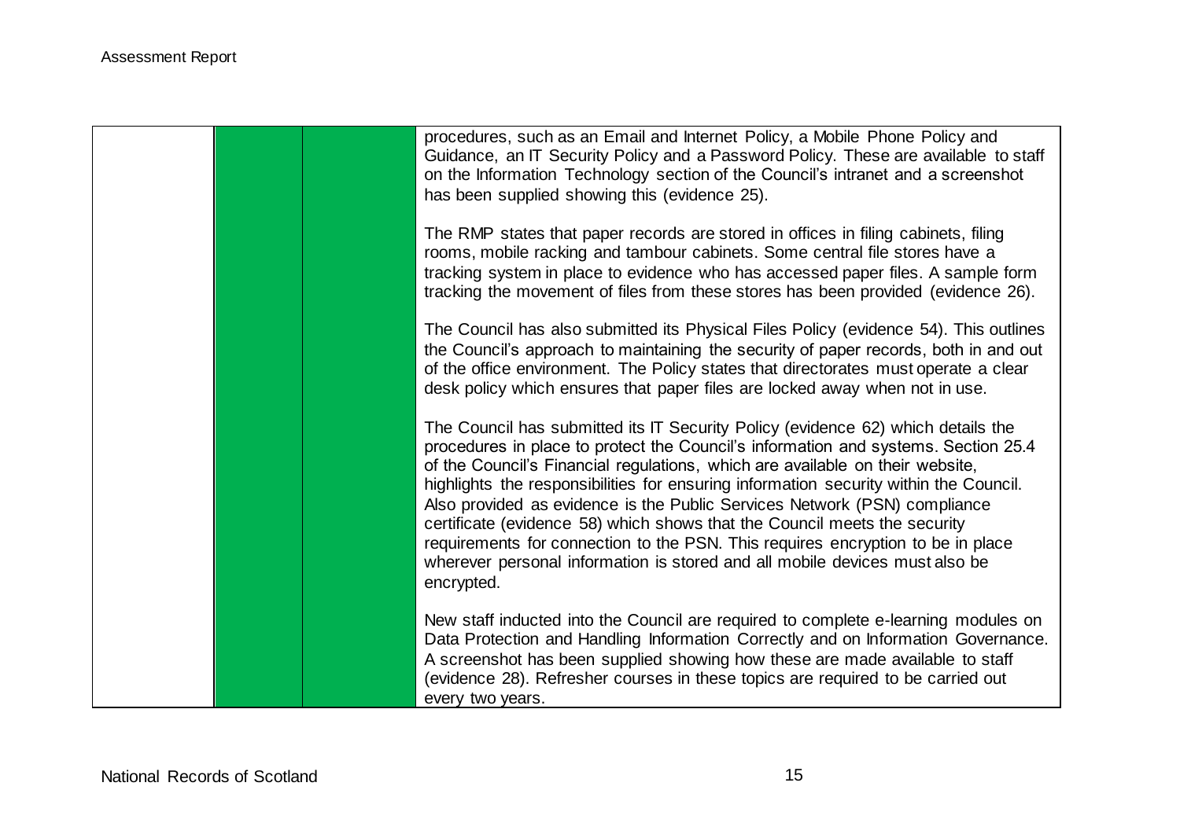| | | | |
|---|---|---|---|
| | | | procedures, such as an Email and Internet Policy, a Mobile Phone Policy and Guidance, an IT Security Policy and a Password Policy. These are available to staff on the Information Technology section of the Council's intranet and a screenshot has been supplied showing this (evidence 25).<br><br>The RMP states that paper records are stored in offices in filing cabinets, filing rooms, mobile racking and tambour cabinets. Some central file stores have a tracking system in place to evidence who has accessed paper files. A sample form tracking the movement of files from these stores has been provided (evidence 26).<br><br>The Council has also submitted its Physical Files Policy (evidence 54). This outlines the Council's approach to maintaining the security of paper records, both in and out of the office environment. The Policy states that directorates must operate a clear desk policy which ensures that paper files are locked away when not in use.<br><br>The Council has submitted its IT Security Policy (evidence 62) which details the procedures in place to protect the Council's information and systems. Section 25.4 of the Council's Financial regulations, which are available on their website, highlights the responsibilities for ensuring information security within the Council. Also provided as evidence is the Public Services Network (PSN) compliance certificate (evidence 58) which shows that the Council meets the security requirements for connection to the PSN. This requires encryption to be in place wherever personal information is stored and all mobile devices must also be encrypted.<br><br>New staff inducted into the Council are required to complete e-learning modules on Data Protection and Handling Information Correctly and on Information Governance. A screenshot has been supplied showing how these are made available to staff (evidence 28). Refresher courses in these topics are required to be carried out every two years. |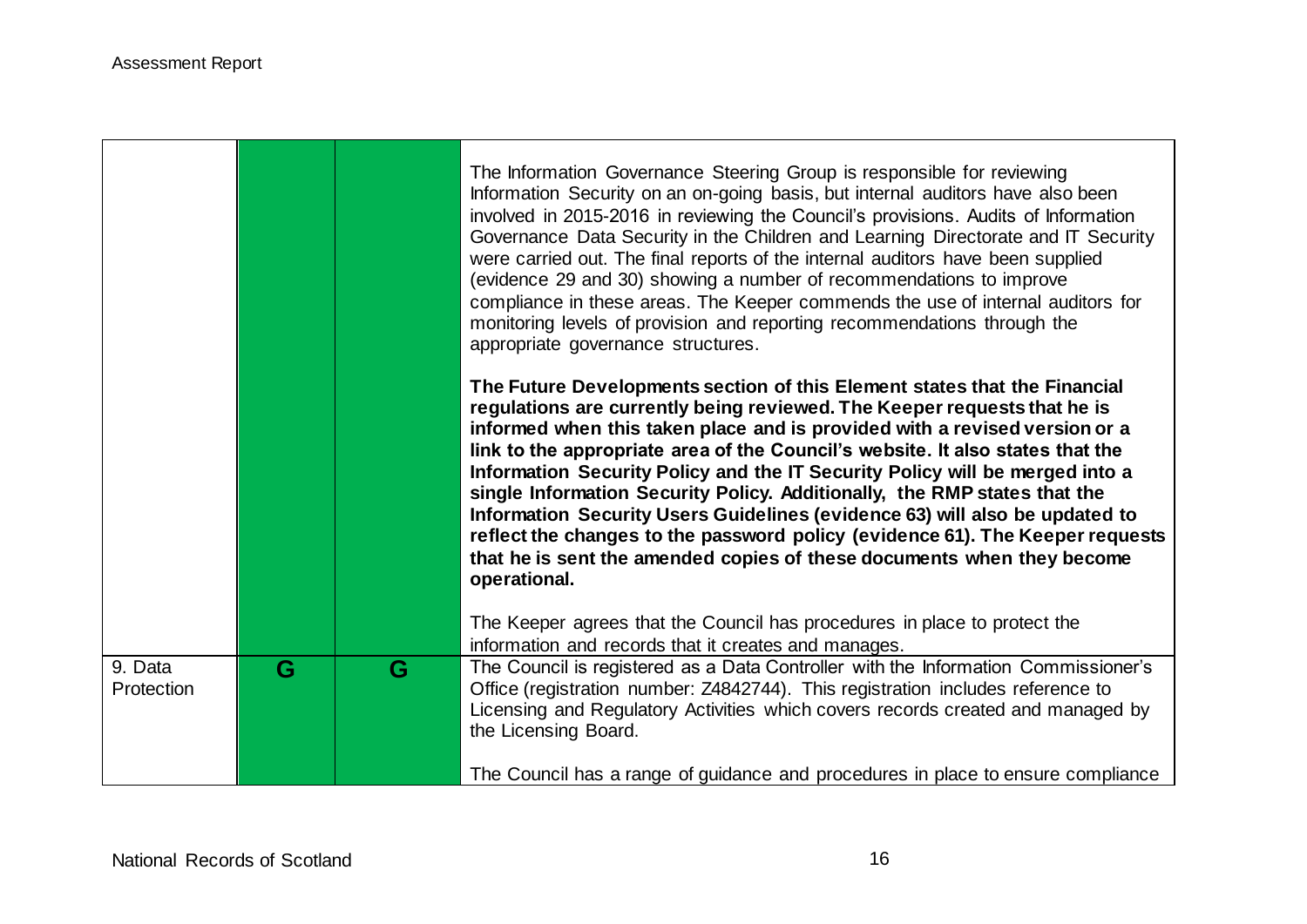| | | | |
|---|---|---|---|
| | | | The Information Governance Steering Group is responsible for reviewing Information Security on an on-going basis, but internal auditors have also been involved in 2015-2016 in reviewing the Council's provisions. Audits of Information Governance Data Security in the Children and Learning Directorate and IT Security were carried out. The final reports of the internal auditors have been supplied (evidence 29 and 30) showing a number of recommendations to improve compliance in these areas. The Keeper commends the use of internal auditors for monitoring levels of provision and reporting recommendations through the appropriate governance structures.<br><br>**The Future Developments section of this Element states that the Financial regulations are currently being reviewed. The Keeper requests that he is informed when this taken place and is provided with a revised version or a link to the appropriate area of the Council's website. It also states that the Information Security Policy and the IT Security Policy will be merged into a single Information Security Policy. Additionally, the RMP states that the Information Security Users Guidelines (evidence 63) will also be updated to reflect the changes to the password policy (evidence 61). The Keeper requests that he is sent the amended copies of these documents when they become operational.**<br><br>The Keeper agrees that the Council has procedures in place to protect the information and records that it creates and manages. |
| 9. Data Protection | G | G | The Council is registered as a Data Controller with the Information Commissioner's Office (registration number: Z4842744). This registration includes reference to Licensing and Regulatory Activities which covers records created and managed by the Licensing Board.<br><br>The Council has a range of guidance and procedures in place to ensure compliance |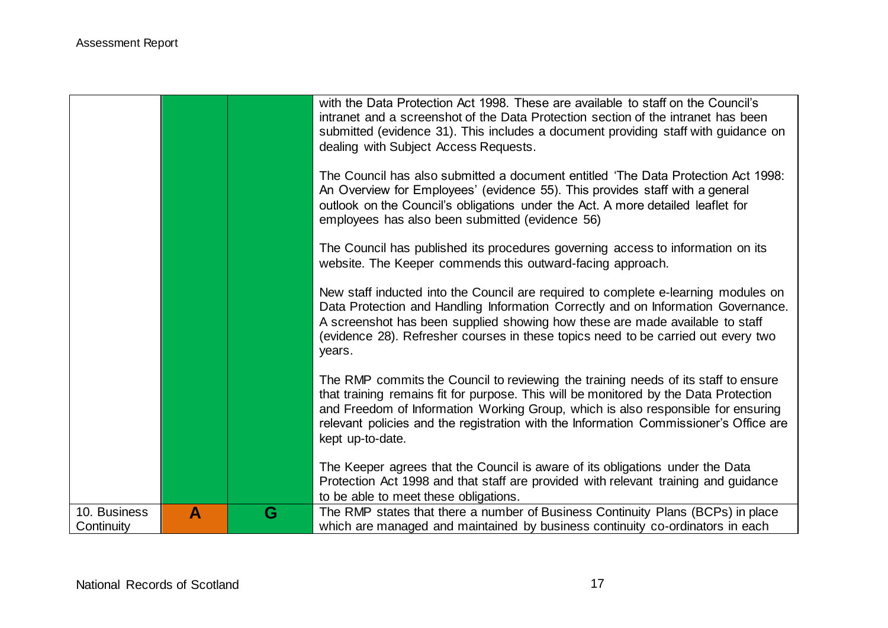| | | | |
|---|---|---|---|
| | | | with the Data Protection Act 1998. These are available to staff on the Council's intranet and a screenshot of the Data Protection section of the intranet has been submitted (evidence 31). This includes a document providing staff with guidance on dealing with Subject Access Requests.<br><br>The Council has also submitted a document entitled 'The Data Protection Act 1998: An Overview for Employees' (evidence 55). This provides staff with a general outlook on the Council's obligations under the Act. A more detailed leaflet for employees has also been submitted (evidence 56)<br><br>The Council has published its procedures governing access to information on its website. The Keeper commends this outward-facing approach.<br><br>New staff inducted into the Council are required to complete e-learning modules on Data Protection and Handling Information Correctly and on Information Governance. A screenshot has been supplied showing how these are made available to staff (evidence 28). Refresher courses in these topics need to be carried out every two years.<br><br>The RMP commits the Council to reviewing the training needs of its staff to ensure that training remains fit for purpose. This will be monitored by the Data Protection and Freedom of Information Working Group, which is also responsible for ensuring relevant policies and the registration with the Information Commissioner's Office are kept up-to-date.<br><br>The Keeper agrees that the Council is aware of its obligations under the Data Protection Act 1998 and that staff are provided with relevant training and guidance to be able to meet these obligations. |
| 10. Business Continuity | **A** | **G** | The RMP states that there a number of Business Continuity Plans (BCPs) in place which are managed and maintained by business continuity co-ordinators in each |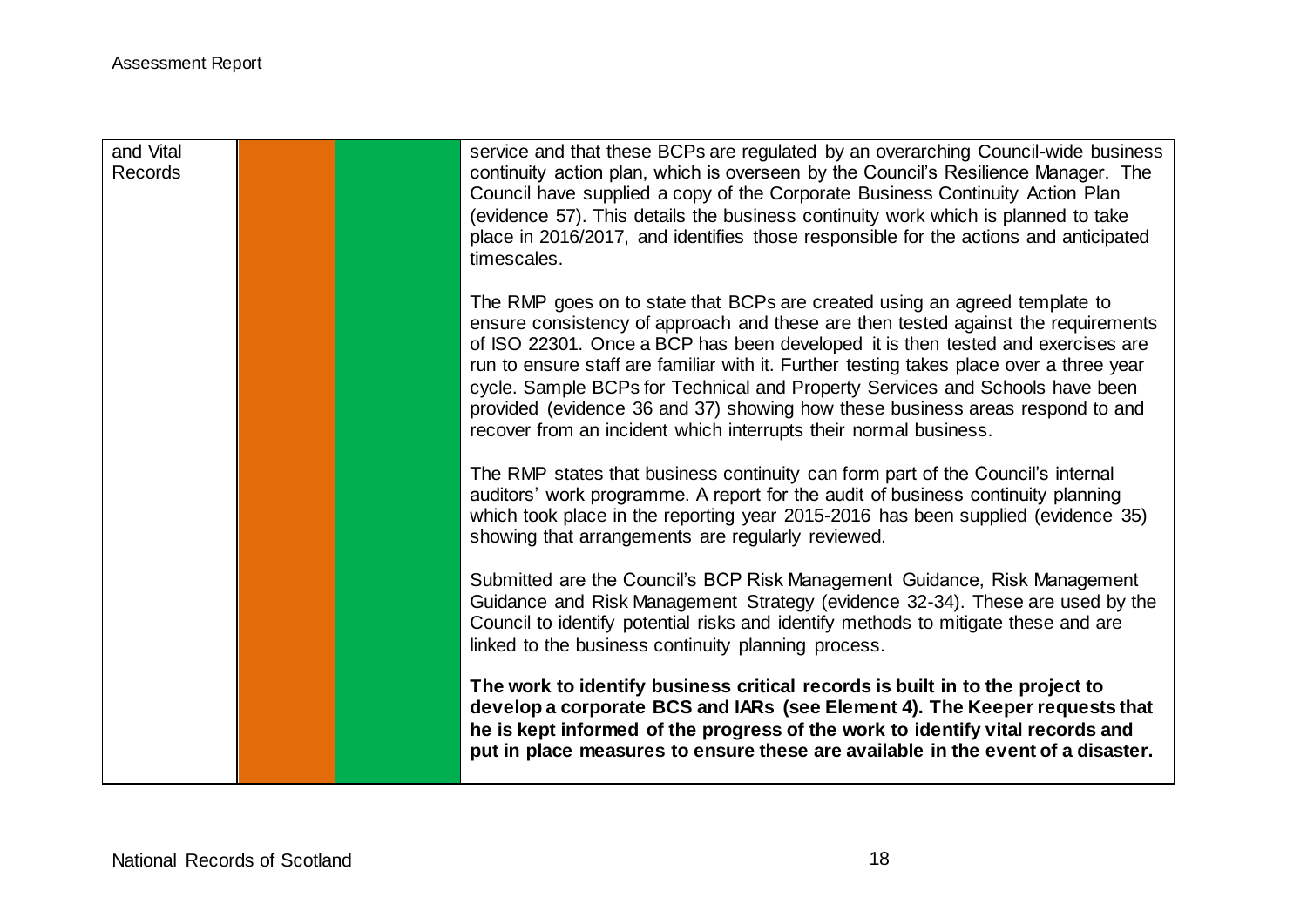| | | | |
|---|---|---|---|
| and Vital Records | | | service and that these BCPs are regulated by an overarching Council-wide business continuity action plan, which is overseen by the Council's Resilience Manager. The Council have supplied a copy of the Corporate Business Continuity Action Plan (evidence 57). This details the business continuity work which is planned to take place in 2016/2017, and identifies those responsible for the actions and anticipated timescales.<br><br>The RMP goes on to state that BCPs are created using an agreed template to ensure consistency of approach and these are then tested against the requirements of ISO 22301. Once a BCP has been developed it is then tested and exercises are run to ensure staff are familiar with it. Further testing takes place over a three year cycle. Sample BCPs for Technical and Property Services and Schools have been provided (evidence 36 and 37) showing how these business areas respond to and recover from an incident which interrupts their normal business.<br><br>The RMP states that business continuity can form part of the Council's internal auditors' work programme. A report for the audit of business continuity planning which took place in the reporting year 2015-2016 has been supplied (evidence 35) showing that arrangements are regularly reviewed.<br><br>Submitted are the Council's BCP Risk Management Guidance, Risk Management Guidance and Risk Management Strategy (evidence 32-34). These are used by the Council to identify potential risks and identify methods to mitigate these and are linked to the business continuity planning process.<br><br>**The work to identify business critical records is built in to the project to develop a corporate BCS and IARs (see Element 4). The Keeper requests that he is kept informed of the progress of the work to identify vital records and put in place measures to ensure these are available in the event of a disaster.** |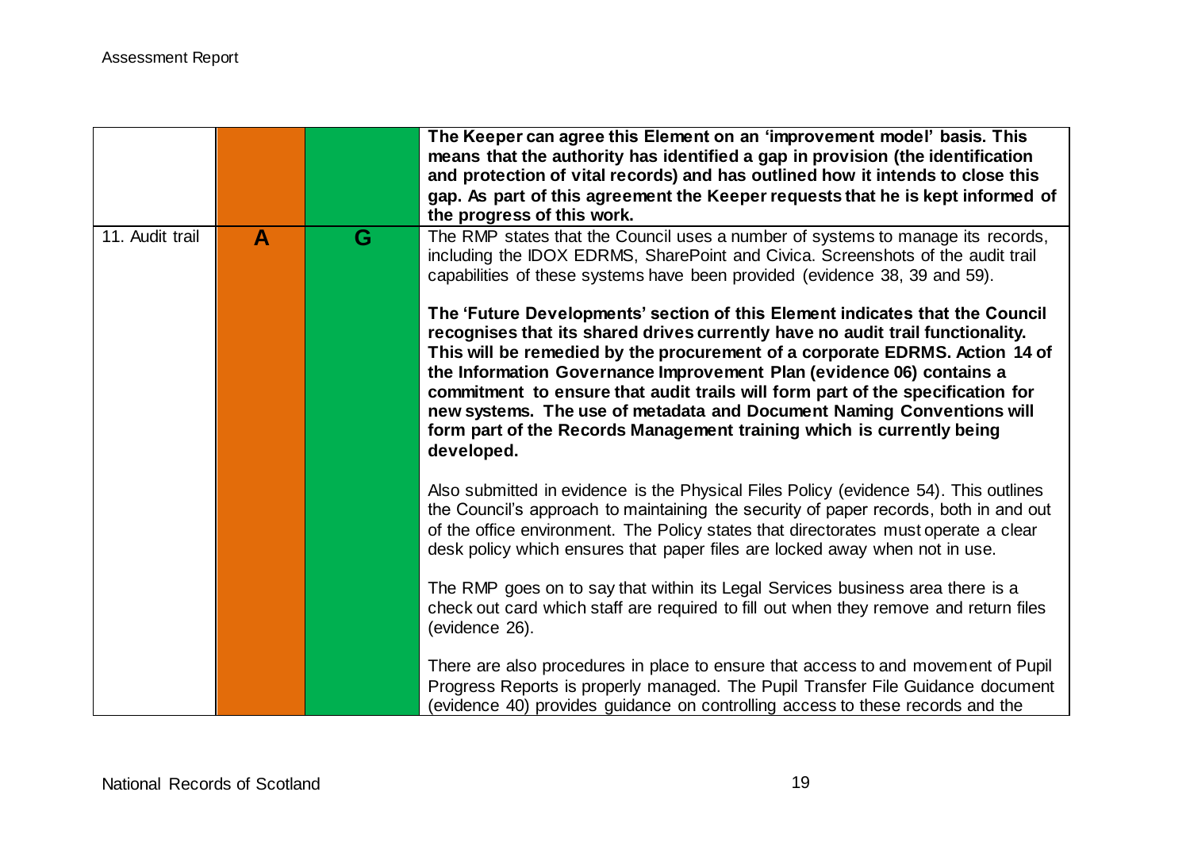| | | | |
|---|---|---|---|
| | | | **The Keeper can agree this Element on an 'improvement model' basis. This means that the authority has identified a gap in provision (the identification and protection of vital records) and has outlined how it intends to close this gap. As part of this agreement the Keeper requests that he is kept informed of the progress of this work.** |
| 11. Audit trail | A | G | The RMP states that the Council uses a number of systems to manage its records, including the IDOX EDRMS, SharePoint and Civica. Screenshots of the audit trail capabilities of these systems have been provided (evidence 38, 39 and 59).<br><br>**The 'Future Developments' section of this Element indicates that the Council recognises that its shared drives currently have no audit trail functionality. This will be remedied by the procurement of a corporate EDRMS. Action 14 of the Information Governance Improvement Plan (evidence 06) contains a commitment to ensure that audit trails will form part of the specification for new systems. The use of metadata and Document Naming Conventions will form part of the Records Management training which is currently being developed.**<br><br>Also submitted in evidence is the Physical Files Policy (evidence 54). This outlines the Council's approach to maintaining the security of paper records, both in and out of the office environment. The Policy states that directorates must operate a clear desk policy which ensures that paper files are locked away when not in use.<br><br>The RMP goes on to say that within its Legal Services business area there is a check out card which staff are required to fill out when they remove and return files (evidence 26).<br><br>There are also procedures in place to ensure that access to and movement of Pupil Progress Reports is properly managed. The Pupil Transfer File Guidance document (evidence 40) provides guidance on controlling access to these records and the |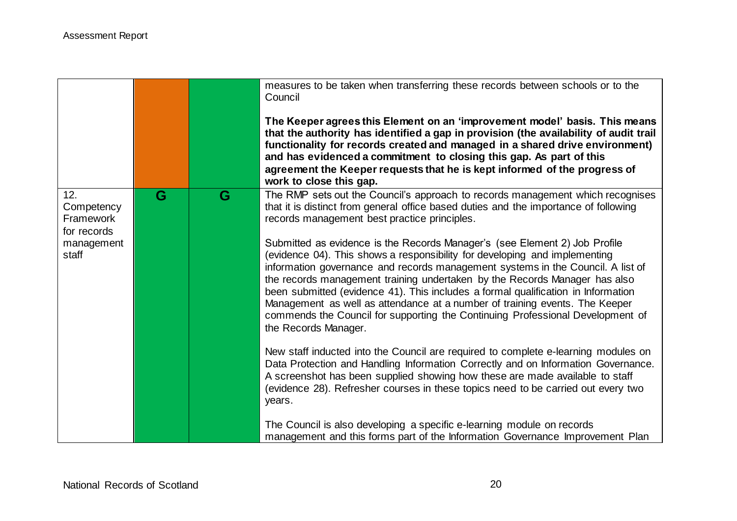| | | | |
|---|---|---|---|
| | | | measures to be taken when transferring these records between schools or to the Council<br><br>**The Keeper agrees this Element on an 'improvement model' basis. This means that the authority has identified a gap in provision (the availability of audit trail functionality for records created and managed in a shared drive environment) and has evidenced a commitment to closing this gap. As part of this agreement the Keeper requests that he is kept informed of the progress of work to close this gap.** |
| 12. Competency Framework for records management staff | G | G | The RMP sets out the Council's approach to records management which recognises that it is distinct from general office based duties and the importance of following records management best practice principles.<br><br>Submitted as evidence is the Records Manager's (see Element 2) Job Profile (evidence 04). This shows a responsibility for developing and implementing information governance and records management systems in the Council. A list of the records management training undertaken by the Records Manager has also been submitted (evidence 41). This includes a formal qualification in Information Management as well as attendance at a number of training events. The Keeper commends the Council for supporting the Continuing Professional Development of the Records Manager.<br><br>New staff inducted into the Council are required to complete e-learning modules on Data Protection and Handling Information Correctly and on Information Governance. A screenshot has been supplied showing how these are made available to staff (evidence 28). Refresher courses in these topics need to be carried out every two years.<br><br>The Council is also developing a specific e-learning module on records management and this forms part of the Information Governance Improvement Plan |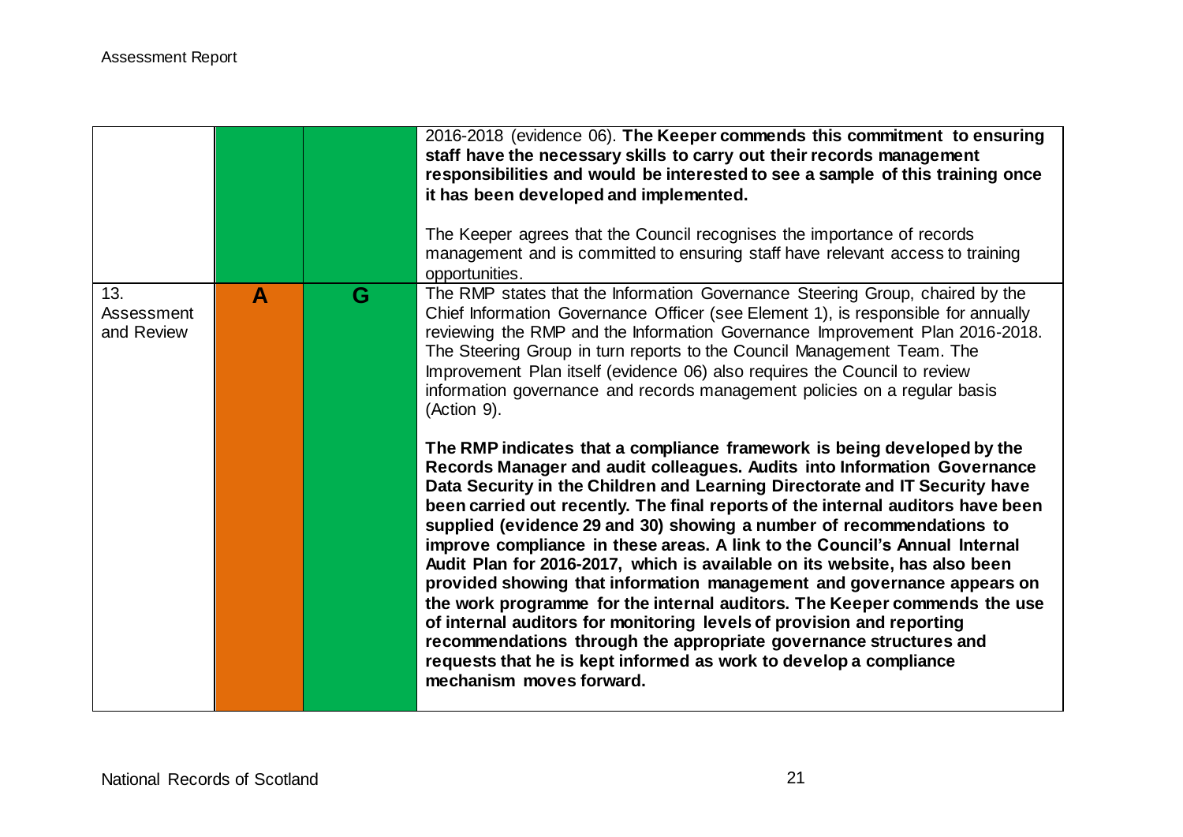| | | | |
|---|---|---|---|
| | | | 2016-2018 (evidence 06). **The Keeper commends this commitment to ensuring staff have the necessary skills to carry out their records management responsibilities and would be interested to see a sample of this training once it has been developed and implemented.**<br><br>The Keeper agrees that the Council recognises the importance of records management and is committed to ensuring staff have relevant access to training opportunities. |
| 13. Assessment and Review | A | G | The RMP states that the Information Governance Steering Group, chaired by the Chief Information Governance Officer (see Element 1), is responsible for annually reviewing the RMP and the Information Governance Improvement Plan 2016-2018. The Steering Group in turn reports to the Council Management Team. The Improvement Plan itself (evidence 06) also requires the Council to review information governance and records management policies on a regular basis (Action 9).<br><br>**The RMP indicates that a compliance framework is being developed by the Records Manager and audit colleagues. Audits into Information Governance Data Security in the Children and Learning Directorate and IT Security have been carried out recently. The final reports of the internal auditors have been supplied (evidence 29 and 30) showing a number of recommendations to improve compliance in these areas. A link to the Council's Annual Internal Audit Plan for 2016-2017, which is available on its website, has also been provided showing that information management and governance appears on the work programme for the internal auditors. The Keeper commends the use of internal auditors for monitoring levels of provision and reporting recommendations through the appropriate governance structures and requests that he is kept informed as work to develop a compliance mechanism moves forward.** |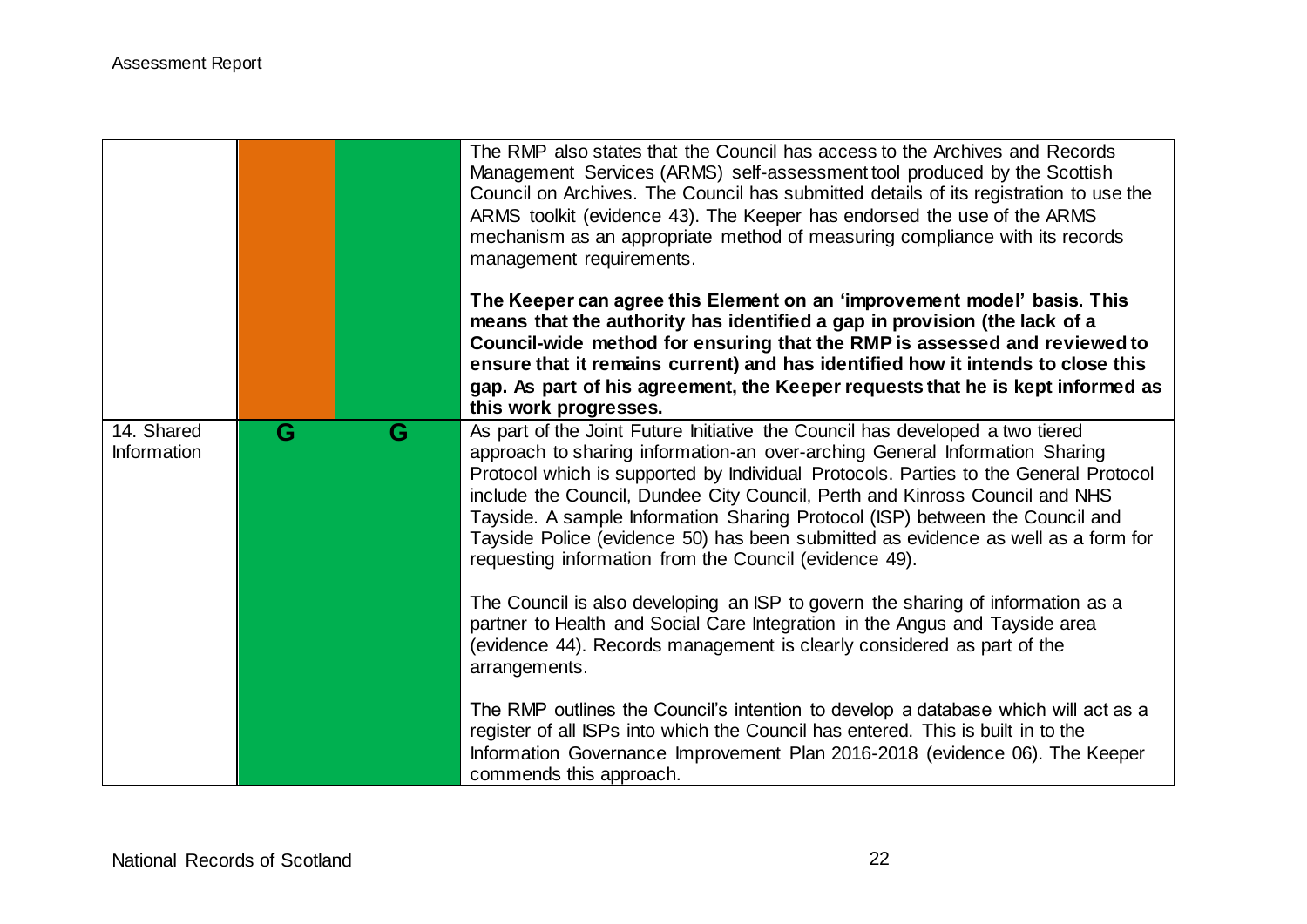| | | | |
|---|---|---|---|
| | | | The RMP also states that the Council has access to the Archives and Records Management Services (ARMS) self-assessment tool produced by the Scottish Council on Archives. The Council has submitted details of its registration to use the ARMS toolkit (evidence 43). The Keeper has endorsed the use of the ARMS mechanism as an appropriate method of measuring compliance with its records management requirements.<br><br>**The Keeper can agree this Element on an 'improvement model' basis. This means that the authority has identified a gap in provision (the lack of a Council-wide method for ensuring that the RMP is assessed and reviewed to ensure that it remains current) and has identified how it intends to close this gap. As part of his agreement, the Keeper requests that he is kept informed as this work progresses.** |
| 14. Shared Information | G | G | As part of the Joint Future Initiative the Council has developed a two tiered approach to sharing information-an over-arching General Information Sharing Protocol which is supported by Individual Protocols. Parties to the General Protocol include the Council, Dundee City Council, Perth and Kinross Council and NHS Tayside. A sample Information Sharing Protocol (ISP) between the Council and Tayside Police (evidence 50) has been submitted as evidence as well as a form for requesting information from the Council (evidence 49).<br><br>The Council is also developing an ISP to govern the sharing of information as a partner to Health and Social Care Integration in the Angus and Tayside area (evidence 44). Records management is clearly considered as part of the arrangements.<br><br>The RMP outlines the Council's intention to develop a database which will act as a register of all ISPs into which the Council has entered. This is built in to the Information Governance Improvement Plan 2016-2018 (evidence 06). The Keeper commends this approach. |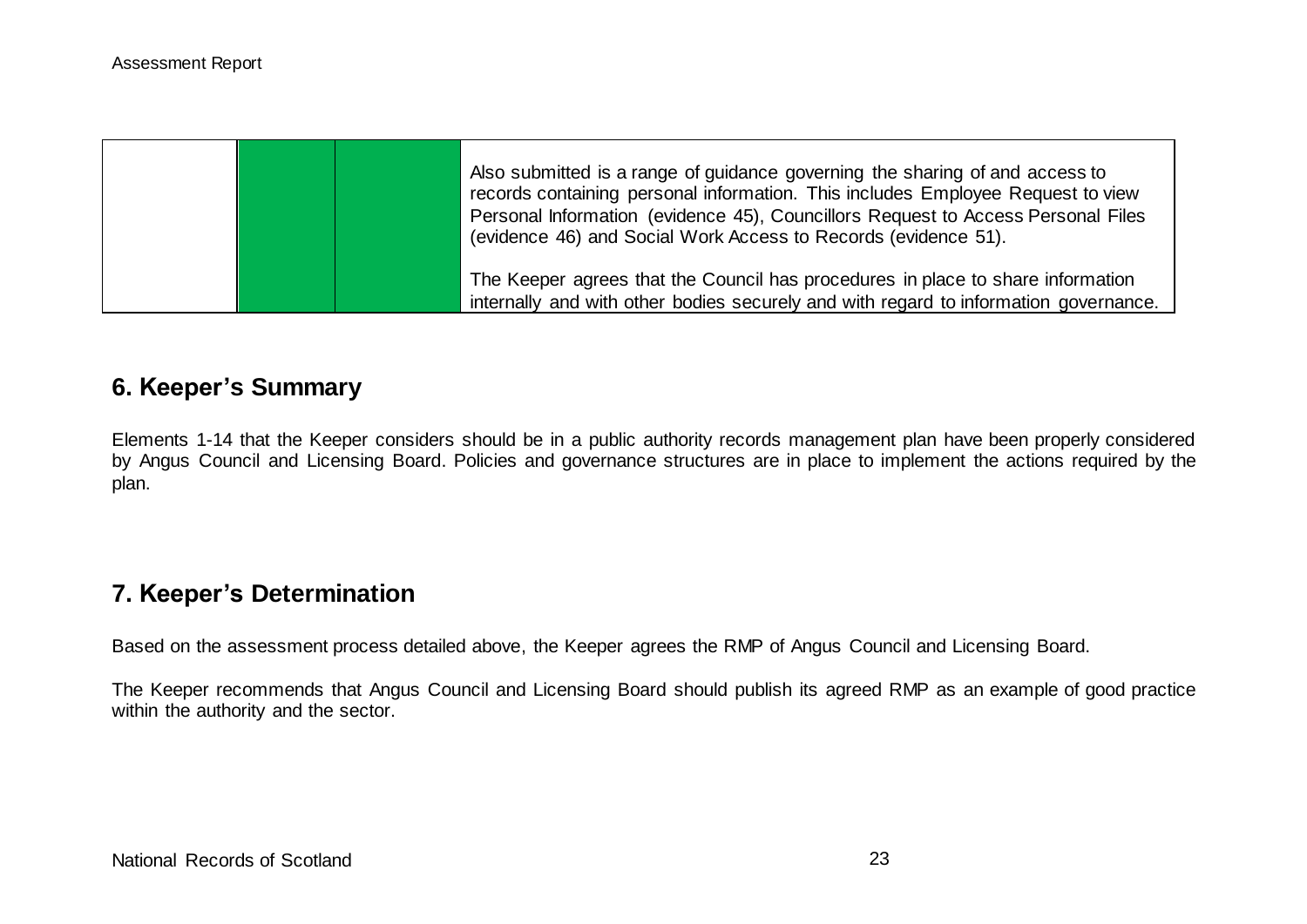| | | | |
|---|---|---|---|
| | | | Also submitted is a range of guidance governing the sharing of and access to records containing personal information. This includes Employee Request to view Personal Information (evidence 45), Councillors Request to Access Personal Files (evidence 46) and Social Work Access to Records (evidence 51).<br><br>The Keeper agrees that the Council has procedures in place to share information internally and with other bodies securely and with regard to information governance. |

## 6. Keeper's Summary

Elements 1-14 that the Keeper considers should be in a public authority records management plan have been properly considered by Angus Council and Licensing Board. Policies and governance structures are in place to implement the actions required by the plan.

## 7. Keeper's Determination

Based on the assessment process detailed above, the Keeper agrees the RMP of Angus Council and Licensing Board.

The Keeper recommends that Angus Council and Licensing Board should publish its agreed RMP as an example of good practice within the authority and the sector.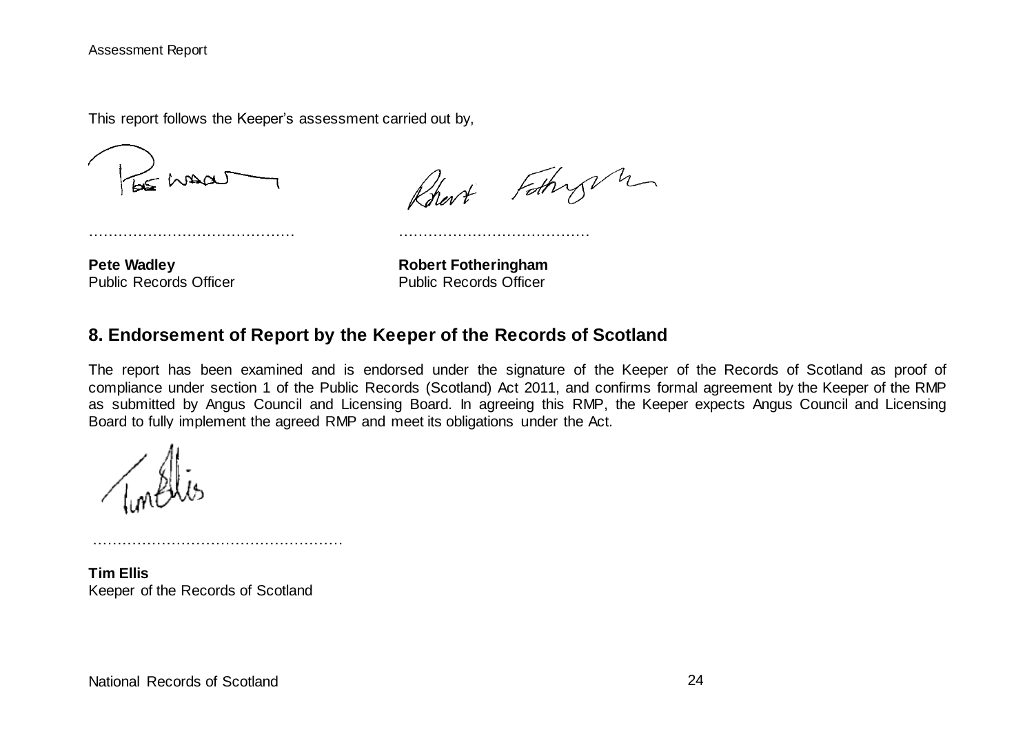This report follows the Keeper's assessment carried out by,

……………………………………  ………………………………….

**Pete Wadley**
Public Records Officer

**Robert Fotheringham**
Public Records Officer

## 8. Endorsement of Report by the Keeper of the Records of Scotland

The report has been examined and is endorsed under the signature of the Keeper of the Records of Scotland as proof of compliance under section 1 of the Public Records (Scotland) Act 2011, and confirms formal agreement by the Keeper of the RMP as submitted by Angus Council and Licensing Board. In agreeing this RMP, the Keeper expects Angus Council and Licensing Board to fully implement the agreed RMP and meet its obligations under the Act.

……………………………………………

**Tim Ellis**
Keeper of the Records of Scotland